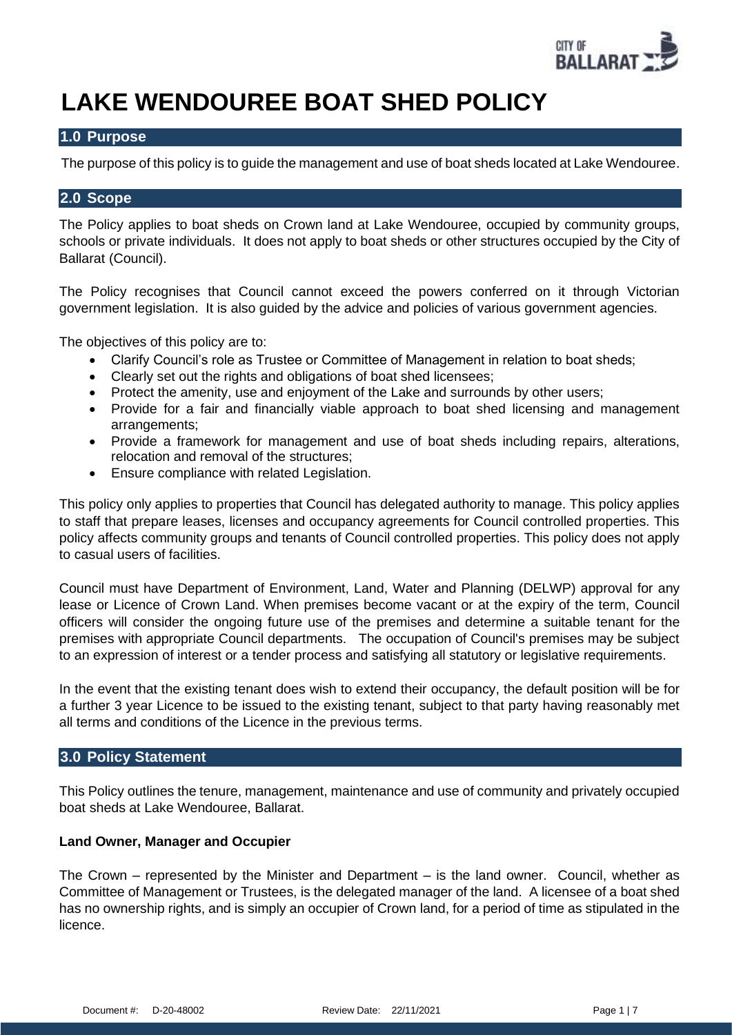# LAKE WENDOUREE BOAT SHED POLICY

## 1.0 Purpose

The purpose of this policy is to guide the management and use of boat sheds located at Lake Wendouree.

## 2.0 Scope

The Policy applies to boat sheds on Crown land at Lake Wendouree, occupied by community groups, schools or private individuals. It does not apply to boat sheds or other structures occupied by the City of Ballarat (Council).

The Policy recognises that Council cannot exceed the powers conferred on it through Victorian government legislation. It is also guided by the advice and policies of various government agencies.

The objectives of this policy are to:

- Clarify Council's role as Trustee or Committee of Management in relation to boat sheds;
- Clearly set out the rights and obligations of boat shed licensees;
- Protect the amenity, use and enjoyment of the Lake and surrounds by other users;
- Provide for a fair and financially viable approach to boat shed licensing and management arrangements;
- Provide a framework for management and use of boat sheds including repairs, alterations, relocation and removal of the structures;
- Ensure compliance with related Legislation.

This policy only applies to properties that Council has delegated authority to manage. This policy applies to staff that prepare leases, licenses and occupancy agreements for Council controlled properties. This policy affects community groups and tenants of Council controlled properties. This policy does not apply to casual users of facilities.

Council must have Department of Environment, Land, Water and Planning (DELWP) approval for any lease or Licence of Crown Land. When premises become vacant or at the expiry of the term, Council officers will consider the ongoing future use of the premises and determine a suitable tenant for the premises with appropriate Council departments. The occupation of Council's premises may be subject to an expression of interest or a tender process and satisfying all statutory or legislative requirements.

In the event that the existing tenant does wish to extend their occupancy, the default position will be for a further 3 year Licence to be issued to the existing tenant, subject to that party having reasonably met all terms and conditions of the Licence in the previous terms.

## 3.0 Policy Statement

This Policy outlines the tenure, management, maintenance and use of community and privately occupied boat sheds at Lake Wendouree, Ballarat.

**Land Owner, Manager and Occupier**

The Crown – represented by the Minister and Department – is the land owner. Council, whether as Committee of Management or Trustees, is the delegated manager of the land. A licensee of a boat shed has no ownership rights, and is simply an occupier of Crown land, for a period of time as stipulated in the licence.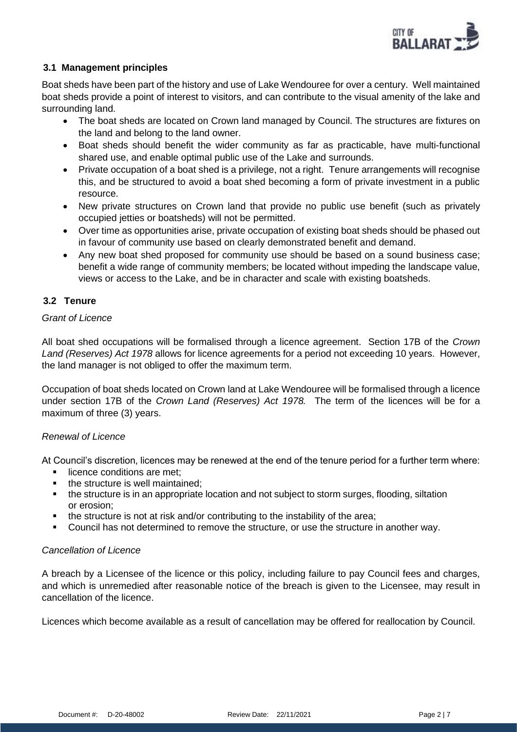### 3.1 Management principles

Boat sheds have been part of the history and use of Lake Wendouree for over a century. Well maintained boat sheds provide a point of interest to visitors, and can contribute to the visual amenity of the lake and surrounding land.

- The boat sheds are located on Crown land managed by Council. The structures are fixtures on the land and belong to the land owner.
- Boat sheds should benefit the wider community as far as practicable, have multi-functional shared use, and enable optimal public use of the Lake and surrounds.
- Private occupation of a boat shed is a privilege, not a right. Tenure arrangements will recognise this, and be structured to avoid a boat shed becoming a form of private investment in a public resource.
- New private structures on Crown land that provide no public use benefit (such as privately occupied jetties or boatsheds) will not be permitted.
- Over time as opportunities arise, private occupation of existing boat sheds should be phased out in favour of community use based on clearly demonstrated benefit and demand.
- Any new boat shed proposed for community use should be based on a sound business case; benefit a wide range of community members; be located without impeding the landscape value, views or access to the Lake, and be in character and scale with existing boatsheds.

### 3.2 Tenure

*Grant of Licence*

All boat shed occupations will be formalised through a licence agreement. Section 17B of the *Crown Land (Reserves) Act 1978* allows for licence agreements for a period not exceeding 10 years. However, the land manager is not obliged to offer the maximum term.

Occupation of boat sheds located on Crown land at Lake Wendouree will be formalised through a licence under section 17B of the *Crown Land (Reserves) Act 1978.* The term of the licences will be for a maximum of three (3) years.

*Renewal of Licence*

At Council's discretion, licences may be renewed at the end of the tenure period for a further term where:

- licence conditions are met;
- the structure is well maintained;
- the structure is in an appropriate location and not subject to storm surges, flooding, siltation or erosion;
- the structure is not at risk and/or contributing to the instability of the area;
- Council has not determined to remove the structure, or use the structure in another way.

*Cancellation of Licence*

A breach by a Licensee of the licence or this policy, including failure to pay Council fees and charges, and which is unremedied after reasonable notice of the breach is given to the Licensee, may result in cancellation of the licence.

Licences which become available as a result of cancellation may be offered for reallocation by Council.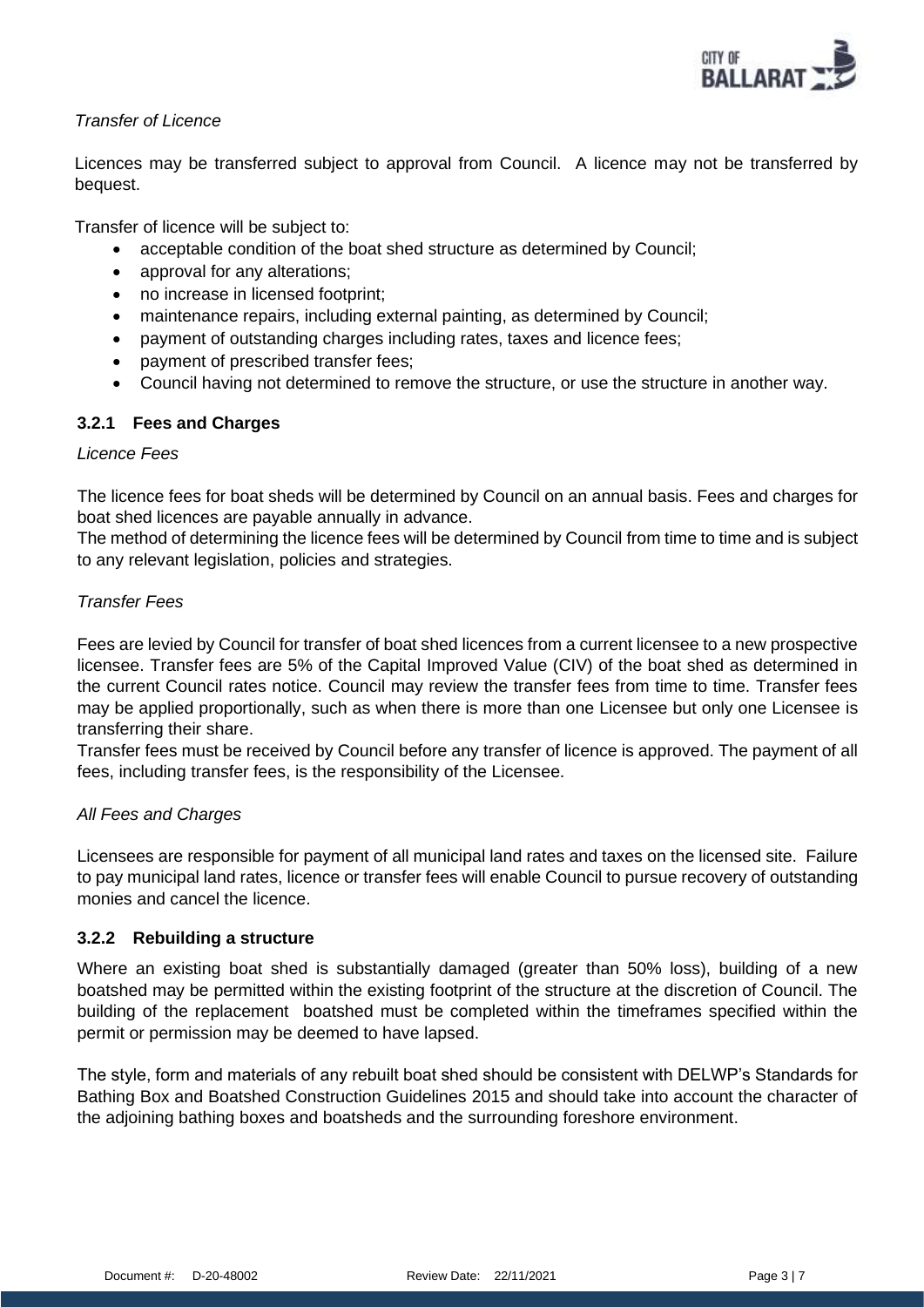*Transfer of Licence*

Licences may be transferred subject to approval from Council. A licence may not be transferred by bequest.

Transfer of licence will be subject to:

- acceptable condition of the boat shed structure as determined by Council;
- approval for any alterations;
- no increase in licensed footprint;
- maintenance repairs, including external painting, as determined by Council;
- payment of outstanding charges including rates, taxes and licence fees;
- payment of prescribed transfer fees;
- Council having not determined to remove the structure, or use the structure in another way.

### 3.2.1 Fees and Charges

*Licence Fees*

The licence fees for boat sheds will be determined by Council on an annual basis. Fees and charges for boat shed licences are payable annually in advance.
The method of determining the licence fees will be determined by Council from time to time and is subject to any relevant legislation, policies and strategies.

*Transfer Fees*

Fees are levied by Council for transfer of boat shed licences from a current licensee to a new prospective licensee. Transfer fees are 5% of the Capital Improved Value (CIV) of the boat shed as determined in the current Council rates notice. Council may review the transfer fees from time to time. Transfer fees may be applied proportionally, such as when there is more than one Licensee but only one Licensee is transferring their share.
Transfer fees must be received by Council before any transfer of licence is approved. The payment of all fees, including transfer fees, is the responsibility of the Licensee.

*All Fees and Charges*

Licensees are responsible for payment of all municipal land rates and taxes on the licensed site. Failure to pay municipal land rates, licence or transfer fees will enable Council to pursue recovery of outstanding monies and cancel the licence.

### 3.2.2 Rebuilding a structure

Where an existing boat shed is substantially damaged (greater than 50% loss), building of a new boatshed may be permitted within the existing footprint of the structure at the discretion of Council. The building of the replacement boatshed must be completed within the timeframes specified within the permit or permission may be deemed to have lapsed.

The style, form and materials of any rebuilt boat shed should be consistent with DELWP's Standards for Bathing Box and Boatshed Construction Guidelines 2015 and should take into account the character of the adjoining bathing boxes and boatsheds and the surrounding foreshore environment.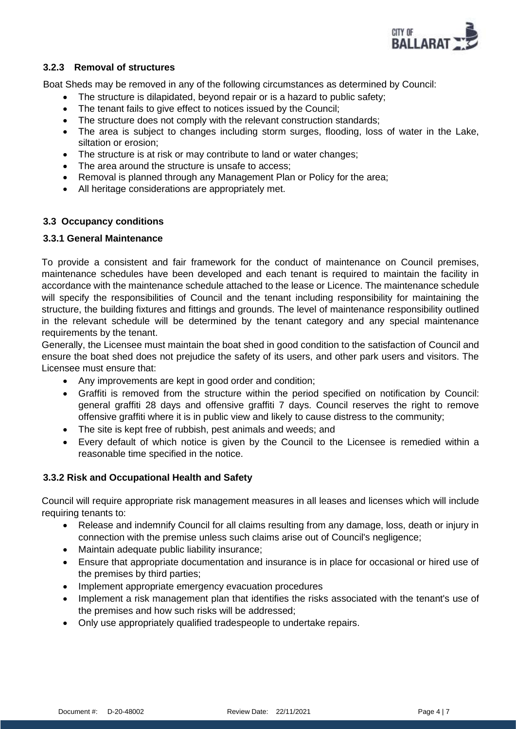### 3.2.3 Removal of structures

Boat Sheds may be removed in any of the following circumstances as determined by Council:

- The structure is dilapidated, beyond repair or is a hazard to public safety;
- The tenant fails to give effect to notices issued by the Council;
- The structure does not comply with the relevant construction standards;
- The area is subject to changes including storm surges, flooding, loss of water in the Lake, siltation or erosion;
- The structure is at risk or may contribute to land or water changes;
- The area around the structure is unsafe to access;
- Removal is planned through any Management Plan or Policy for the area;
- All heritage considerations are appropriately met.

## 3.3 Occupancy conditions

### 3.3.1 General Maintenance

To provide a consistent and fair framework for the conduct of maintenance on Council premises, maintenance schedules have been developed and each tenant is required to maintain the facility in accordance with the maintenance schedule attached to the lease or Licence. The maintenance schedule will specify the responsibilities of Council and the tenant including responsibility for maintaining the structure, the building fixtures and fittings and grounds. The level of maintenance responsibility outlined in the relevant schedule will be determined by the tenant category and any special maintenance requirements by the tenant.

Generally, the Licensee must maintain the boat shed in good condition to the satisfaction of Council and ensure the boat shed does not prejudice the safety of its users, and other park users and visitors. The Licensee must ensure that:

- Any improvements are kept in good order and condition;
- Graffiti is removed from the structure within the period specified on notification by Council: general graffiti 28 days and offensive graffiti 7 days. Council reserves the right to remove offensive graffiti where it is in public view and likely to cause distress to the community;
- The site is kept free of rubbish, pest animals and weeds; and
- Every default of which notice is given by the Council to the Licensee is remedied within a reasonable time specified in the notice.

### 3.3.2 Risk and Occupational Health and Safety

Council will require appropriate risk management measures in all leases and licenses which will include requiring tenants to:

- Release and indemnify Council for all claims resulting from any damage, loss, death or injury in connection with the premise unless such claims arise out of Council's negligence;
- Maintain adequate public liability insurance;
- Ensure that appropriate documentation and insurance is in place for occasional or hired use of the premises by third parties;
- Implement appropriate emergency evacuation procedures
- Implement a risk management plan that identifies the risks associated with the tenant's use of the premises and how such risks will be addressed;
- Only use appropriately qualified tradespeople to undertake repairs.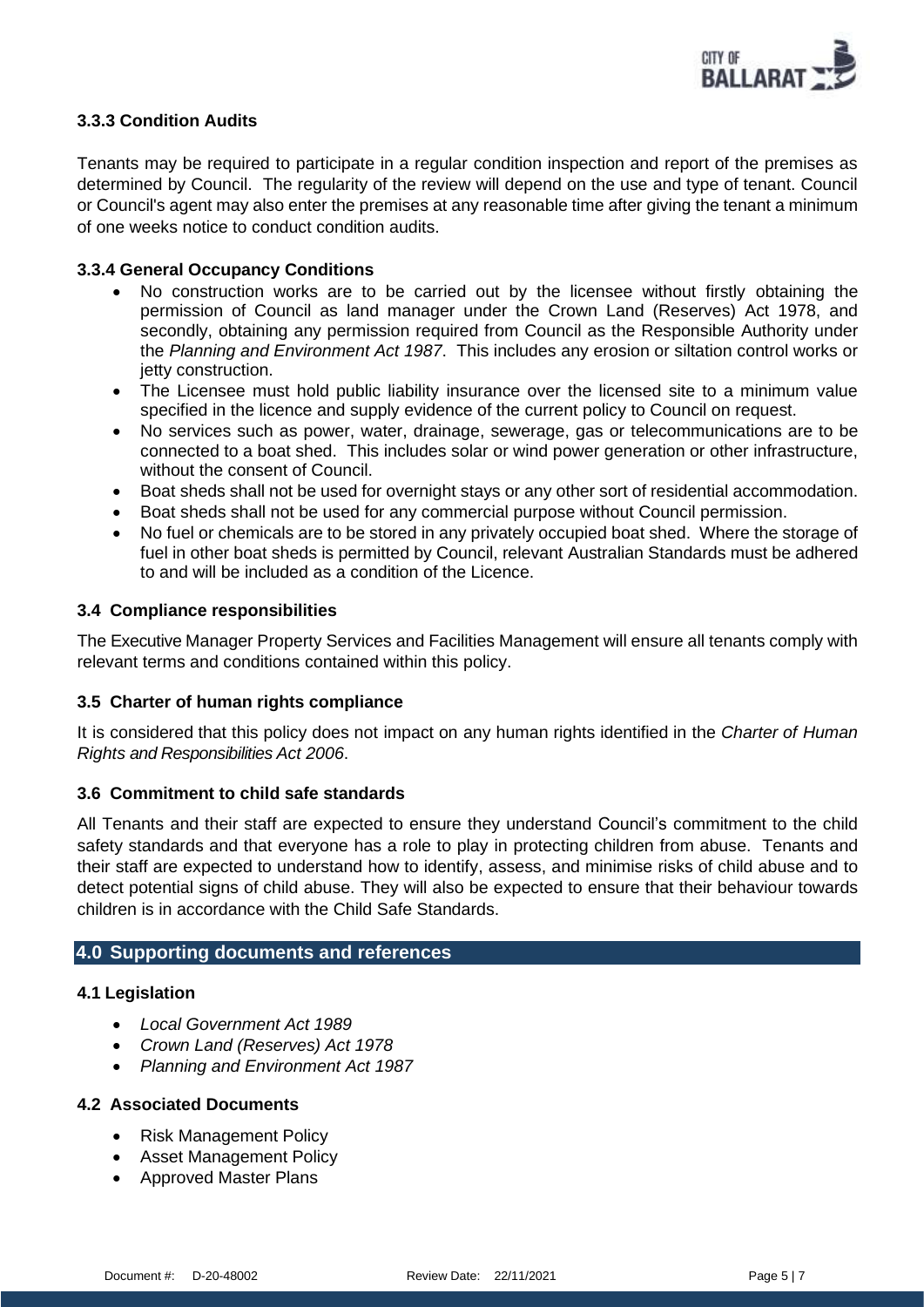### 3.3.3 Condition Audits

Tenants may be required to participate in a regular condition inspection and report of the premises as determined by Council. The regularity of the review will depend on the use and type of tenant. Council or Council's agent may also enter the premises at any reasonable time after giving the tenant a minimum of one weeks notice to conduct condition audits.

### 3.3.4 General Occupancy Conditions

- No construction works are to be carried out by the licensee without firstly obtaining the permission of Council as land manager under the Crown Land (Reserves) Act 1978, and secondly, obtaining any permission required from Council as the Responsible Authority under the *Planning and Environment Act 1987*. This includes any erosion or siltation control works or jetty construction.
- The Licensee must hold public liability insurance over the licensed site to a minimum value specified in the licence and supply evidence of the current policy to Council on request.
- No services such as power, water, drainage, sewerage, gas or telecommunications are to be connected to a boat shed. This includes solar or wind power generation or other infrastructure, without the consent of Council.
- Boat sheds shall not be used for overnight stays or any other sort of residential accommodation.
- Boat sheds shall not be used for any commercial purpose without Council permission.
- No fuel or chemicals are to be stored in any privately occupied boat shed. Where the storage of fuel in other boat sheds is permitted by Council, relevant Australian Standards must be adhered to and will be included as a condition of the Licence.

### 3.4 Compliance responsibilities

The Executive Manager Property Services and Facilities Management will ensure all tenants comply with relevant terms and conditions contained within this policy.

### 3.5 Charter of human rights compliance

It is considered that this policy does not impact on any human rights identified in the *Charter of Human Rights and Responsibilities Act 2006*.

### 3.6 Commitment to child safe standards

All Tenants and their staff are expected to ensure they understand Council's commitment to the child safety standards and that everyone has a role to play in protecting children from abuse. Tenants and their staff are expected to understand how to identify, assess, and minimise risks of child abuse and to detect potential signs of child abuse. They will also be expected to ensure that their behaviour towards children is in accordance with the Child Safe Standards.

## 4.0 Supporting documents and references

### 4.1 Legislation

- *Local Government Act 1989*
- *Crown Land (Reserves) Act 1978*
- *Planning and Environment Act 1987*

### 4.2 Associated Documents

- Risk Management Policy
- Asset Management Policy
- Approved Master Plans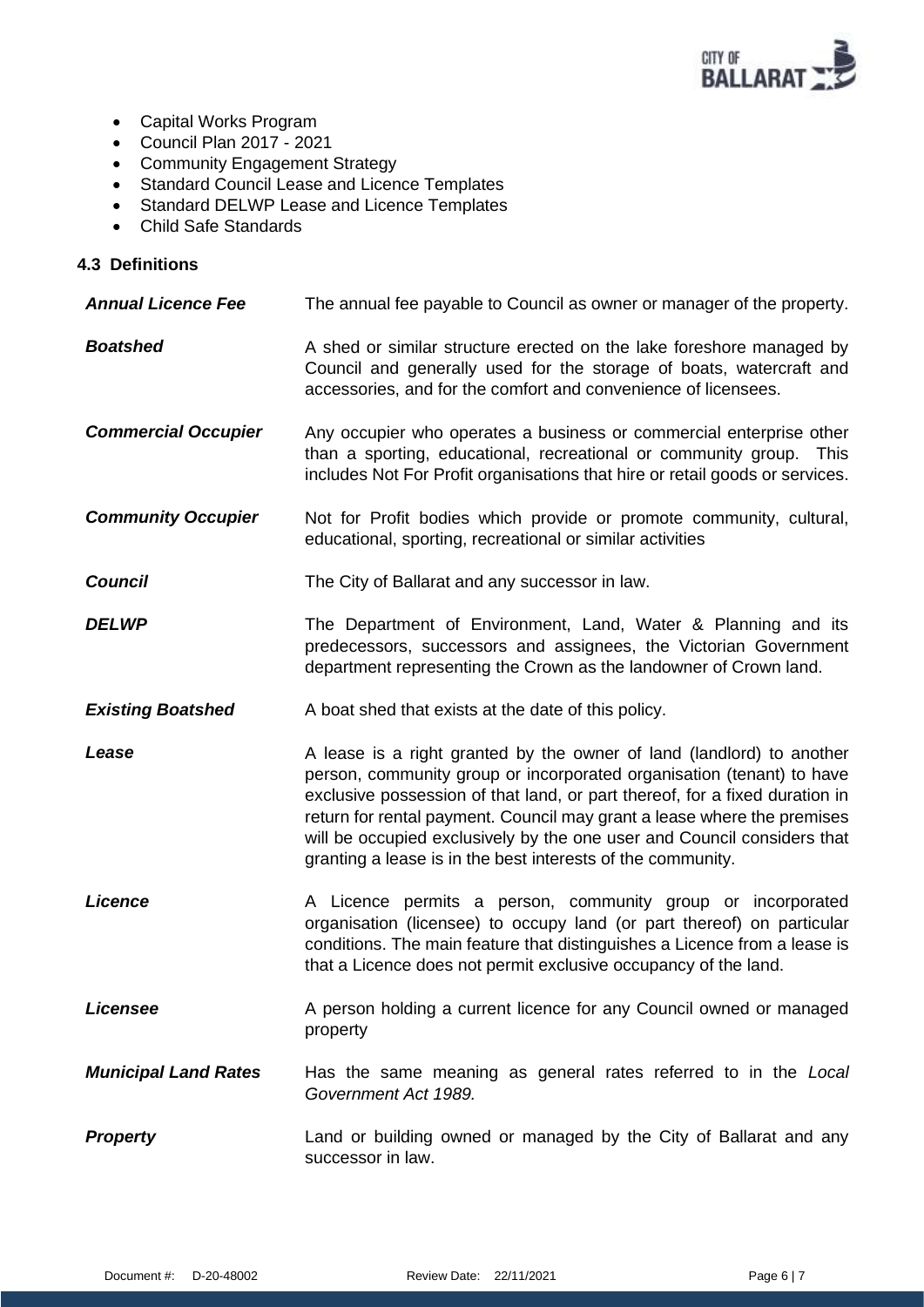- Capital Works Program
- Council Plan 2017 - 2021
- Community Engagement Strategy
- Standard Council Lease and Licence Templates
- Standard DELWP Lease and Licence Templates
- Child Safe Standards

### 4.3 Definitions

| | |
|---|---|
| ***Annual Licence Fee*** | The annual fee payable to Council as owner or manager of the property. |
| ***Boatshed*** | A shed or similar structure erected on the lake foreshore managed by Council and generally used for the storage of boats, watercraft and accessories, and for the comfort and convenience of licensees. |
| ***Commercial Occupier*** | Any occupier who operates a business or commercial enterprise other than a sporting, educational, recreational or community group. This includes Not For Profit organisations that hire or retail goods or services. |
| ***Community Occupier*** | Not for Profit bodies which provide or promote community, cultural, educational, sporting, recreational or similar activities |
| ***Council*** | The City of Ballarat and any successor in law. |
| ***DELWP*** | The Department of Environment, Land, Water & Planning and its predecessors, successors and assignees, the Victorian Government department representing the Crown as the landowner of Crown land. |
| ***Existing Boatshed*** | A boat shed that exists at the date of this policy. |
| ***Lease*** | A lease is a right granted by the owner of land (landlord) to another person, community group or incorporated organisation (tenant) to have exclusive possession of that land, or part thereof, for a fixed duration in return for rental payment. Council may grant a lease where the premises will be occupied exclusively by the one user and Council considers that granting a lease is in the best interests of the community. |
| ***Licence*** | A Licence permits a person, community group or incorporated organisation (licensee) to occupy land (or part thereof) on particular conditions. The main feature that distinguishes a Licence from a lease is that a Licence does not permit exclusive occupancy of the land. |
| ***Licensee*** | A person holding a current licence for any Council owned or managed property |
| ***Municipal Land Rates*** | Has the same meaning as general rates referred to in the *Local Government Act 1989.* |
| ***Property*** | Land or building owned or managed by the City of Ballarat and any successor in law. |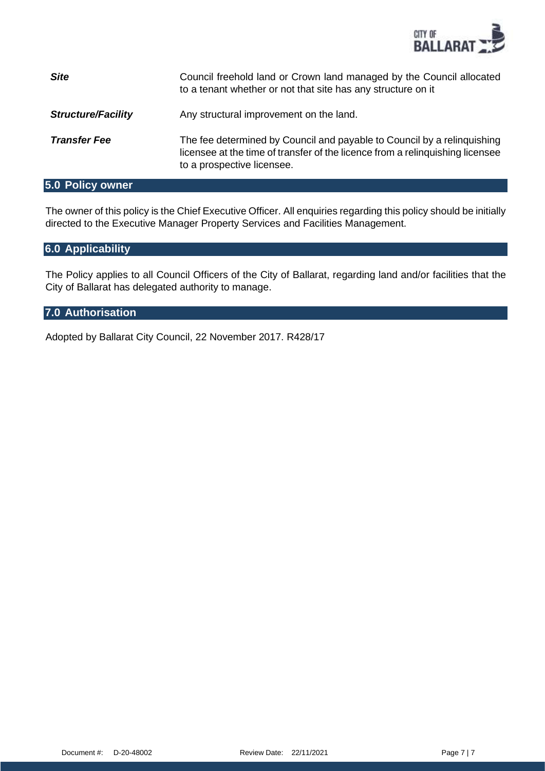| | |
|---|---|
| ***Site*** | Council freehold land or Crown land managed by the Council allocated to a tenant whether or not that site has any structure on it |
| ***Structure/Facility*** | Any structural improvement on the land. |
| ***Transfer Fee*** | The fee determined by Council and payable to Council by a relinquishing licensee at the time of transfer of the licence from a relinquishing licensee to a prospective licensee. |

## 5.0 Policy owner

The owner of this policy is the Chief Executive Officer. All enquiries regarding this policy should be initially directed to the Executive Manager Property Services and Facilities Management.

## 6.0 Applicability

The Policy applies to all Council Officers of the City of Ballarat, regarding land and/or facilities that the City of Ballarat has delegated authority to manage.

## 7.0 Authorisation

Adopted by Ballarat City Council, 22 November 2017. R428/17